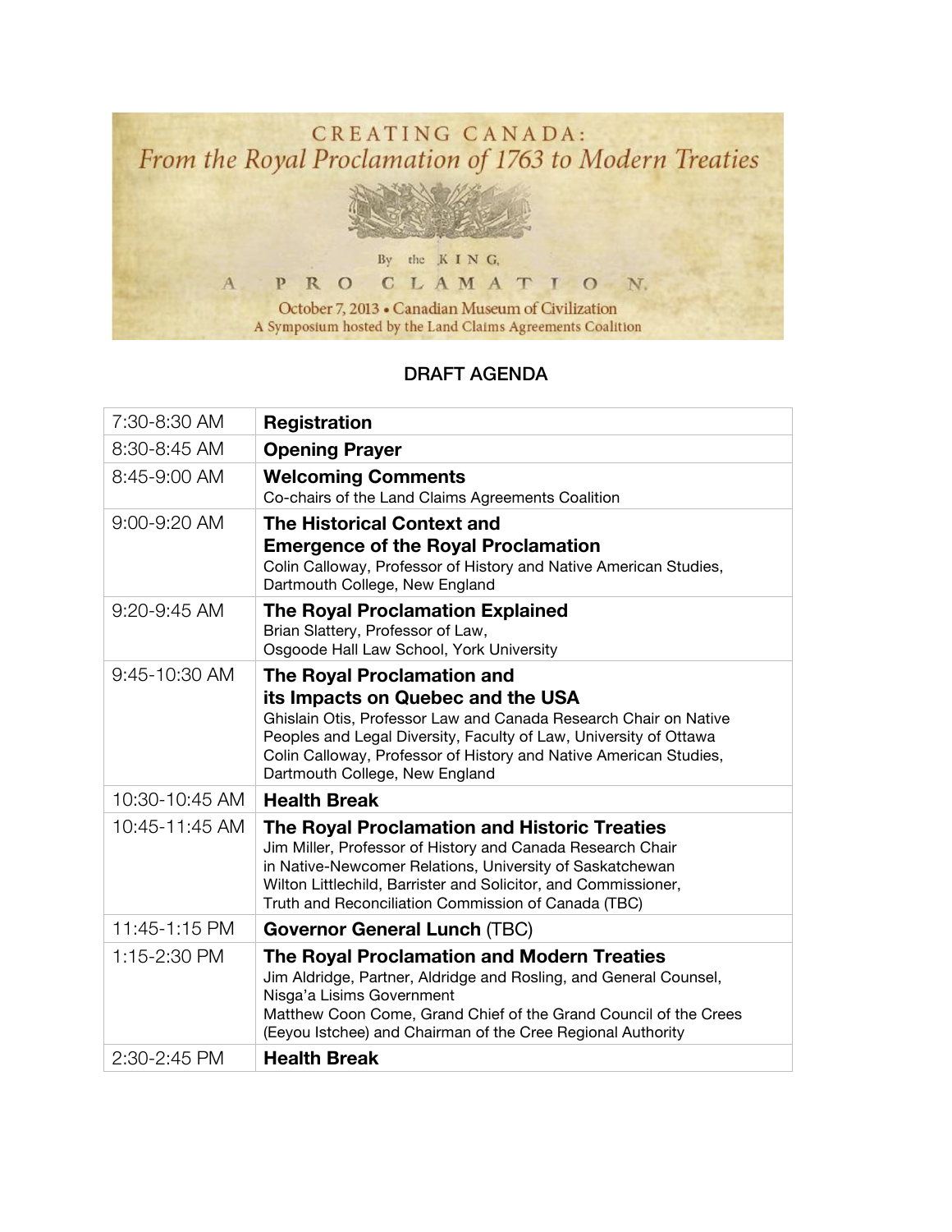# CREATING CANADA:

*From the Royal Proclamation of 1763 to Modern Treaties*

By the KING,

A PROCLAMATION.

October 7, 2013 • Canadian Museum of Civilization

A Symposium hosted by the Land Claims Agreements Coalition

## DRAFT AGENDA

| | |
|---|---|
| 7:30-8:30 AM | **Registration** |
| 8:30-8:45 AM | **Opening Prayer** |
| 8:45-9:00 AM | **Welcoming Comments**<br>Co-chairs of the Land Claims Agreements Coalition |
| 9:00-9:20 AM | **The Historical Context and Emergence of the Royal Proclamation**<br>Colin Calloway, Professor of History and Native American Studies, Dartmouth College, New England |
| 9:20-9:45 AM | **The Royal Proclamation Explained**<br>Brian Slattery, Professor of Law, Osgoode Hall Law School, York University |
| 9:45-10:30 AM | **The Royal Proclamation and its Impacts on Quebec and the USA**<br>Ghislain Otis, Professor Law and Canada Research Chair on Native Peoples and Legal Diversity, Faculty of Law, University of Ottawa<br>Colin Calloway, Professor of History and Native American Studies, Dartmouth College, New England |
| 10:30-10:45 AM | **Health Break** |
| 10:45-11:45 AM | **The Royal Proclamation and Historic Treaties**<br>Jim Miller, Professor of History and Canada Research Chair in Native-Newcomer Relations, University of Saskatchewan<br>Wilton Littlechild, Barrister and Solicitor, and Commissioner, Truth and Reconciliation Commission of Canada (TBC) |
| 11:45-1:15 PM | **Governor General Lunch** (TBC) |
| 1:15-2:30 PM | **The Royal Proclamation and Modern Treaties**<br>Jim Aldridge, Partner, Aldridge and Rosling, and General Counsel, Nisga'a Lisims Government<br>Matthew Coon Come, Grand Chief of the Grand Council of the Crees (Eeyou Istchee) and Chairman of the Cree Regional Authority |
| 2:30-2:45 PM | **Health Break** |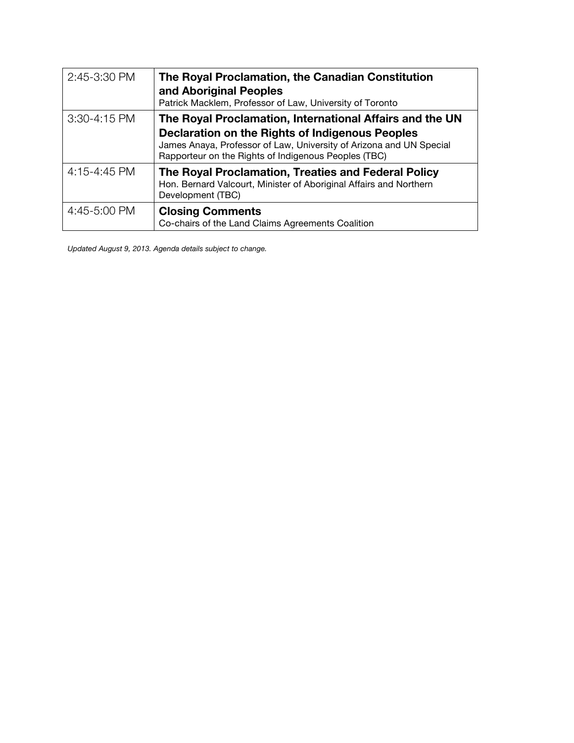| | |
|---|---|
| 2:45-3:30 PM | **The Royal Proclamation, the Canadian Constitution and Aboriginal Peoples**<br>Patrick Macklem, Professor of Law, University of Toronto |
| 3:30-4:15 PM | **The Royal Proclamation, International Affairs and the UN Declaration on the Rights of Indigenous Peoples**<br>James Anaya, Professor of Law, University of Arizona and UN Special Rapporteur on the Rights of Indigenous Peoples (TBC) |
| 4:15-4:45 PM | **The Royal Proclamation, Treaties and Federal Policy**<br>Hon. Bernard Valcourt, Minister of Aboriginal Affairs and Northern Development (TBC) |
| 4:45-5:00 PM | **Closing Comments**<br>Co-chairs of the Land Claims Agreements Coalition |

*Updated August 9, 2013. Agenda details subject to change.*